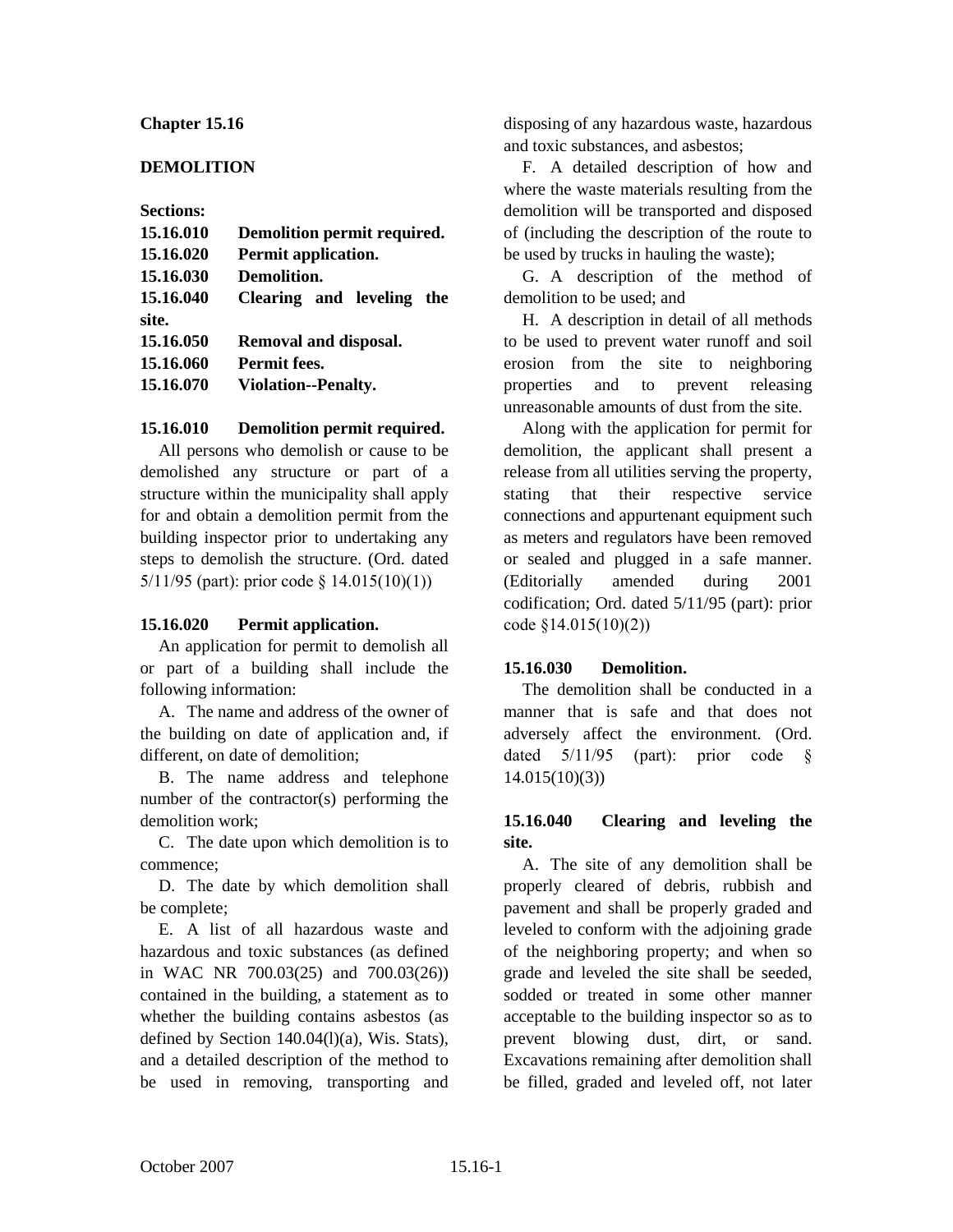# Chapter 15.16

## DEMOLITION

**Sections:**

**15.16.010 Demolition permit required.**
**15.16.020 Permit application.**
**15.16.030 Demolition.**
**15.16.040 Clearing and leveling the site.**
**15.16.050 Removal and disposal.**
**15.16.060 Permit fees.**
**15.16.070 Violation--Penalty.**

### 15.16.010 Demolition permit required.

All persons who demolish or cause to be demolished any structure or part of a structure within the municipality shall apply for and obtain a demolition permit from the building inspector prior to undertaking any steps to demolish the structure. (Ord. dated 5/11/95 (part): prior code § 14.015(10)(1))

### 15.16.020 Permit application.

An application for permit to demolish all or part of a building shall include the following information:

A. The name and address of the owner of the building on date of application and, if different, on date of demolition;

B. The name address and telephone number of the contractor(s) performing the demolition work;

C. The date upon which demolition is to commence;

D. The date by which demolition shall be complete;

E. A list of all hazardous waste and hazardous and toxic substances (as defined in WAC NR 700.03(25) and 700.03(26)) contained in the building, a statement as to whether the building contains asbestos (as defined by Section 140.04(l)(a), Wis. Stats), and a detailed description of the method to be used in removing, transporting and disposing of any hazardous waste, hazardous and toxic substances, and asbestos;

F. A detailed description of how and where the waste materials resulting from the demolition will be transported and disposed of (including the description of the route to be used by trucks in hauling the waste);

G. A description of the method of demolition to be used; and

H. A description in detail of all methods to be used to prevent water runoff and soil erosion from the site to neighboring properties and to prevent releasing unreasonable amounts of dust from the site.

Along with the application for permit for demolition, the applicant shall present a release from all utilities serving the property, stating that their respective service connections and appurtenant equipment such as meters and regulators have been removed or sealed and plugged in a safe manner. (Editorially amended during 2001 codification; Ord. dated 5/11/95 (part): prior code §14.015(10)(2))

### 15.16.030 Demolition.

The demolition shall be conducted in a manner that is safe and that does not adversely affect the environment. (Ord. dated 5/11/95 (part): prior code § 14.015(10)(3))

### 15.16.040 Clearing and leveling the site.

A. The site of any demolition shall be properly cleared of debris, rubbish and pavement and shall be properly graded and leveled to conform with the adjoining grade of the neighboring property; and when so grade and leveled the site shall be seeded, sodded or treated in some other manner acceptable to the building inspector so as to prevent blowing dust, dirt, or sand. Excavations remaining after demolition shall be filled, graded and leveled off, not later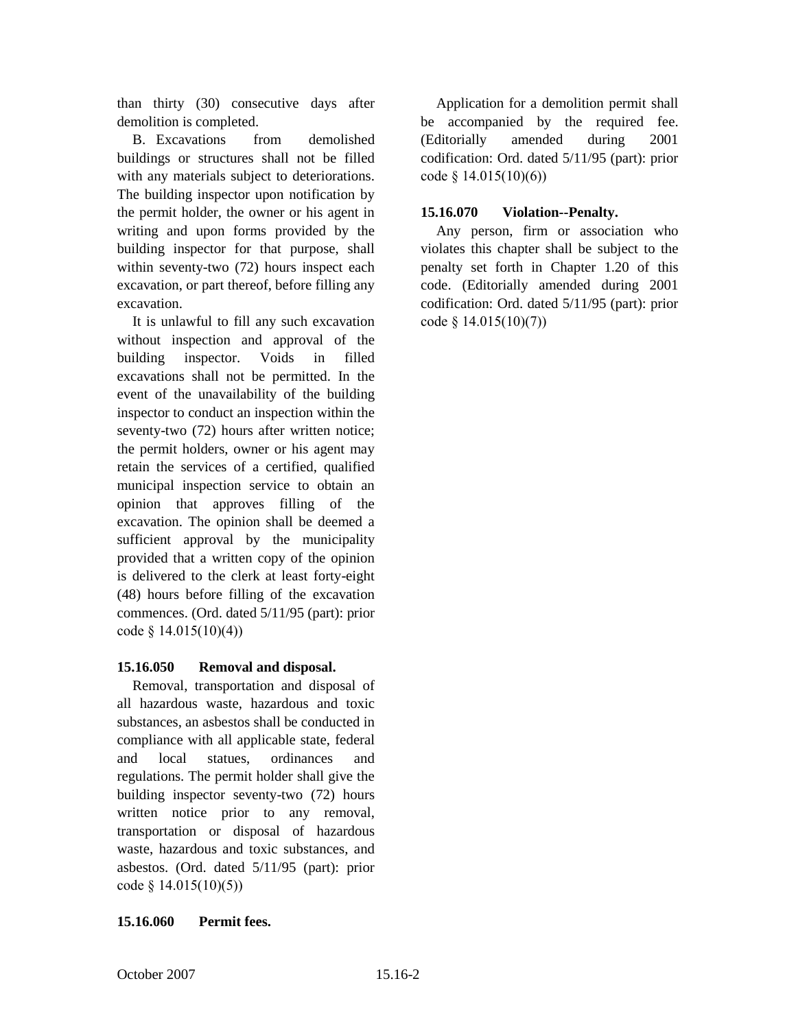than thirty (30) consecutive days after demolition is completed.

B. Excavations from demolished buildings or structures shall not be filled with any materials subject to deteriorations. The building inspector upon notification by the permit holder, the owner or his agent in writing and upon forms provided by the building inspector for that purpose, shall within seventy-two (72) hours inspect each excavation, or part thereof, before filling any excavation.

It is unlawful to fill any such excavation without inspection and approval of the building inspector. Voids in filled excavations shall not be permitted. In the event of the unavailability of the building inspector to conduct an inspection within the seventy-two (72) hours after written notice; the permit holders, owner or his agent may retain the services of a certified, qualified municipal inspection service to obtain an opinion that approves filling of the excavation. The opinion shall be deemed a sufficient approval by the municipality provided that a written copy of the opinion is delivered to the clerk at least forty-eight (48) hours before filling of the excavation commences. (Ord. dated 5/11/95 (part): prior code § 14.015(10)(4))

**15.16.050 Removal and disposal.**

Removal, transportation and disposal of all hazardous waste, hazardous and toxic substances, an asbestos shall be conducted in compliance with all applicable state, federal and local statues, ordinances and regulations. The permit holder shall give the building inspector seventy-two (72) hours written notice prior to any removal, transportation or disposal of hazardous waste, hazardous and toxic substances, and asbestos. (Ord. dated 5/11/95 (part): prior code § 14.015(10)(5))

**15.16.060 Permit fees.**

Application for a demolition permit shall be accompanied by the required fee. (Editorially amended during 2001 codification: Ord. dated 5/11/95 (part): prior code § 14.015(10)(6))

**15.16.070 Violation--Penalty.**

Any person, firm or association who violates this chapter shall be subject to the penalty set forth in Chapter 1.20 of this code. (Editorially amended during 2001 codification: Ord. dated 5/11/95 (part): prior code § 14.015(10)(7))